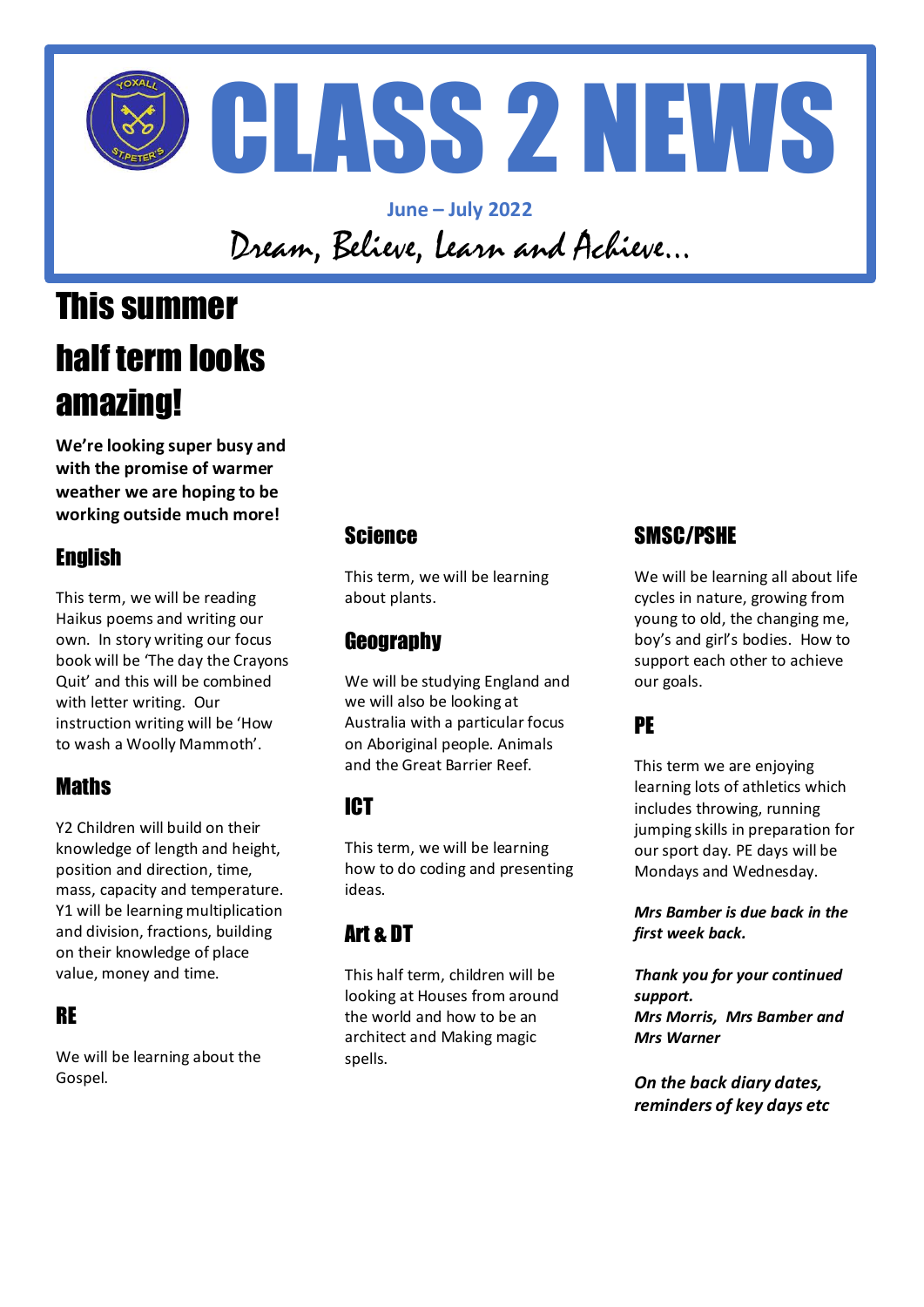# CLASS 2 NEWS

**June – July 2022**

*Dream, Believe, learn and Achieve…*

# This summer half term looks amazing!

**We're looking super busy and with the promise of warmer weather we are hoping to be working outside much more!**

## English

This term, we will be reading Haikus poems and writing our own. In story writing our focus book will be 'The day the Crayons Quit' and this will be combined with letter writing. Our instruction writing will be 'How to wash a Woolly Mammoth'.

## Maths

Y2 Children will build on their knowledge of length and height, position and direction, time, mass, capacity and temperature. Y1 will be learning multiplication and division, fractions, building on their knowledge of place value, money and time.

## RE

We will be learning about the Gospel.

## Science

This term, we will be learning about plants.

## Geography

We will be studying England and we will also be looking at Australia with a particular focus on Aboriginal people. Animals and the Great Barrier Reef.

## ICT

This term, we will be learning how to do coding and presenting ideas.

## Art & DT

This half term, children will be looking at Houses from around the world and how to be an architect and Making magic spells.

## SMSC/PSHE

We will be learning all about life cycles in nature, growing from young to old, the changing me, boy's and girl's bodies. How to support each other to achieve our goals.

## PE

This term we are enjoying learning lots of athletics which includes throwing, running jumping skills in preparation for our sport day. PE days will be Mondays and Wednesday.

***Mrs Bamber is due back in the first week back.***

***Thank you for your continued support.***
***Mrs Morris, Mrs Bamber and Mrs Warner***

***On the back diary dates, reminders of key days etc***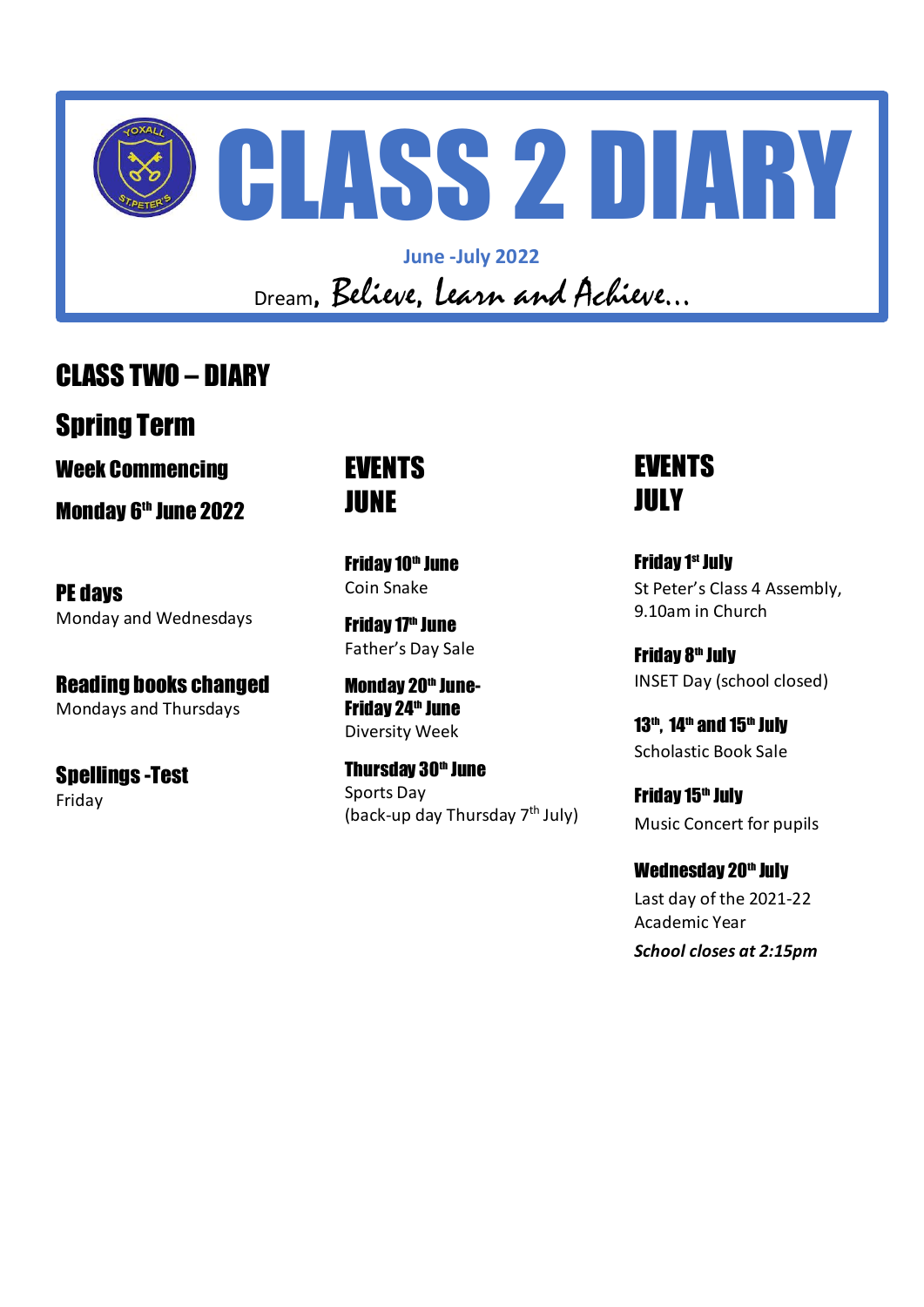# CLASS 2 DIARY

June -July 2022

Dream, Believe, Learn and Achieve…

## CLASS TWO – DIARY

## Spring Term

**Week Commencing**

**Monday 6th June 2022**

**PE days**
Monday and Wednesdays

**Reading books changed**
Mondays and Thursdays

**Spellings -Test**
Friday

## EVENTS JUNE

**Friday 10th June**
Coin Snake

**Friday 17th June**
Father's Day Sale

**Monday 20th June-Friday 24th June**
Diversity Week

**Thursday 30th June**
Sports Day
(back-up day Thursday 7th July)

## EVENTS JULY

**Friday 1st July**
St Peter's Class 4 Assembly, 9.10am in Church

**Friday 8th July**
INSET Day (school closed)

**13th, 14th and 15th July**
Scholastic Book Sale

**Friday 15th July**
Music Concert for pupils

**Wednesday 20th July**
Last day of the 2021-22 Academic Year

***School closes at 2:15pm***